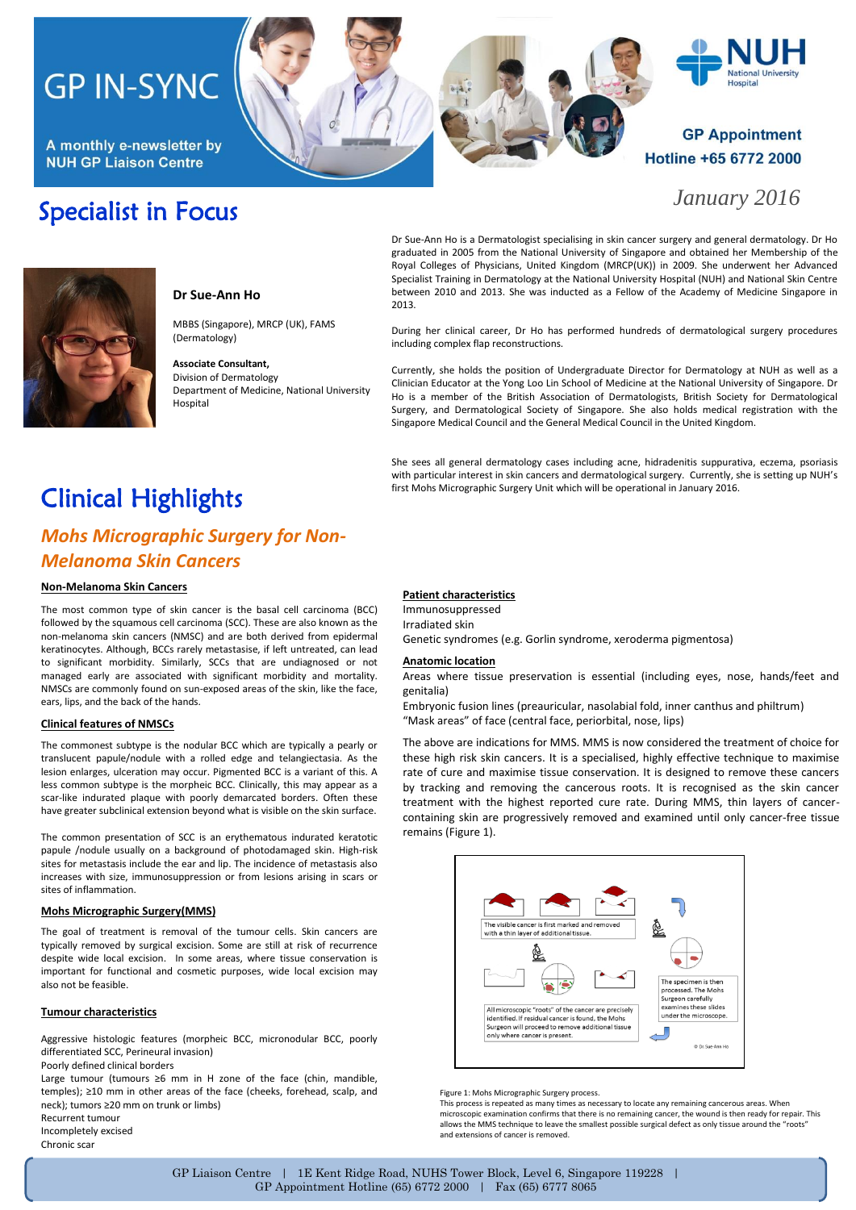# GP IN-SYNC

A monthly e-newsletter by NUH GP Liaison Centre

GP Appointment Hotline +65 6772 2000

*January 2016*

## Specialist in Focus

**Dr Sue-Ann Ho**

MBBS (Singapore), MRCP (UK), FAMS (Dermatology)

**Associate Consultant,**
Division of Dermatology
Department of Medicine, National University Hospital

Dr Sue-Ann Ho is a Dermatologist specialising in skin cancer surgery and general dermatology. Dr Ho graduated in 2005 from the National University of Singapore and obtained her Membership of the Royal Colleges of Physicians, United Kingdom (MRCP(UK)) in 2009. She underwent her Advanced Specialist Training in Dermatology at the National University Hospital (NUH) and National Skin Centre between 2010 and 2013. She was inducted as a Fellow of the Academy of Medicine Singapore in 2013.

During her clinical career, Dr Ho has performed hundreds of dermatological surgery procedures including complex flap reconstructions.

Currently, she holds the position of Undergraduate Director for Dermatology at NUH as well as a Clinician Educator at the Yong Loo Lin School of Medicine at the National University of Singapore. Dr Ho is a member of the British Association of Dermatologists, British Society for Dermatological Surgery, and Dermatological Society of Singapore. She also holds medical registration with the Singapore Medical Council and the General Medical Council in the United Kingdom.

She sees all general dermatology cases including acne, hidradenitis suppurativa, eczema, psoriasis with particular interest in skin cancers and dermatological surgery. Currently, she is setting up NUH's first Mohs Micrographic Surgery Unit which will be operational in January 2016.

## Clinical Highlights

### *Mohs Micrographic Surgery for Non-Melanoma Skin Cancers*

**Non-Melanoma Skin Cancers**

The most common type of skin cancer is the basal cell carcinoma (BCC) followed by the squamous cell carcinoma (SCC). These are also known as the non-melanoma skin cancers (NMSC) and are both derived from epidermal keratinocytes. Although, BCCs rarely metastasise, if left untreated, can lead to significant morbidity. Similarly, SCCs that are undiagnosed or not managed early are associated with significant morbidity and mortality. NMSCs are commonly found on sun-exposed areas of the skin, like the face, ears, lips, and the back of the hands.

**Clinical features of NMSCs**

The commonest subtype is the nodular BCC which are typically a pearly or translucent papule/nodule with a rolled edge and telangiectasia. As the lesion enlarges, ulceration may occur. Pigmented BCC is a variant of this. A less common subtype is the morpheic BCC. Clinically, this may appear as a scar-like indurated plaque with poorly demarcated borders. Often these have greater subclinical extension beyond what is visible on the skin surface.

The common presentation of SCC is an erythematous indurated keratotic papule /nodule usually on a background of photodamaged skin. High-risk sites for metastasis include the ear and lip. The incidence of metastasis also increases with size, immunosuppression or from lesions arising in scars or sites of inflammation.

**Mohs Micrographic Surgery(MMS)**

The goal of treatment is removal of the tumour cells. Skin cancers are typically removed by surgical excision. Some are still at risk of recurrence despite wide local excision. In some areas, where tissue conservation is important for functional and cosmetic purposes, wide local excision may also not be feasible.

**Tumour characteristics**

Aggressive histologic features (morpheic BCC, micronodular BCC, poorly differentiated SCC, Perineural invasion)
Poorly defined clinical borders
Large tumour (tumours ≥6 mm in H zone of the face (chin, mandible, temples); ≥10 mm in other areas of the face (cheeks, forehead, scalp, and neck); tumors ≥20 mm on trunk or limbs)
Recurrent tumour
Incompletely excised
Chronic scar

**Patient characteristics**

Immunosuppressed
Irradiated skin
Genetic syndromes (e.g. Gorlin syndrome, xeroderma pigmentosa)

**Anatomic location**

Areas where tissue preservation is essential (including eyes, nose, hands/feet and genitalia)
Embryonic fusion lines (preauricular, nasolabial fold, inner canthus and philtrum)
"Mask areas" of face (central face, periorbital, nose, lips)

The above are indications for MMS. MMS is now considered the treatment of choice for these high risk skin cancers. It is a specialised, highly effective technique to maximise rate of cure and maximise tissue conservation. It is designed to remove these cancers by tracking and removing the cancerous roots. It is recognised as the skin cancer treatment with the highest reported cure rate. During MMS, thin layers of cancer-containing skin are progressively removed and examined until only cancer-free tissue remains (Figure 1).

The visible cancer is first marked and removed with a thin layer of additional tissue.

The specimen is then processed. The Mohs Surgeon carefully examines these slides under the microscope.

All microscopic "roots" of the cancer are precisely identified. If residual cancer is found, the Mohs Surgeon will proceed to remove additional tissue only where cancer is present.

© Dr Sue-Ann Ho

Figure 1: Mohs Micrographic Surgery process.
This process is repeated as many times as necessary to locate any remaining cancerous areas. When microscopic examination confirms that there is no remaining cancer, the wound is then ready for repair. This allows the MMS technique to leave the smallest possible surgical defect as only tissue around the "roots" and extensions of cancer is removed.

GP Liaison Centre | 1E Kent Ridge Road, NUHS Tower Block, Level 6, Singapore 119228 | GP Appointment Hotline (65) 6772 2000 | Fax (65) 6777 8065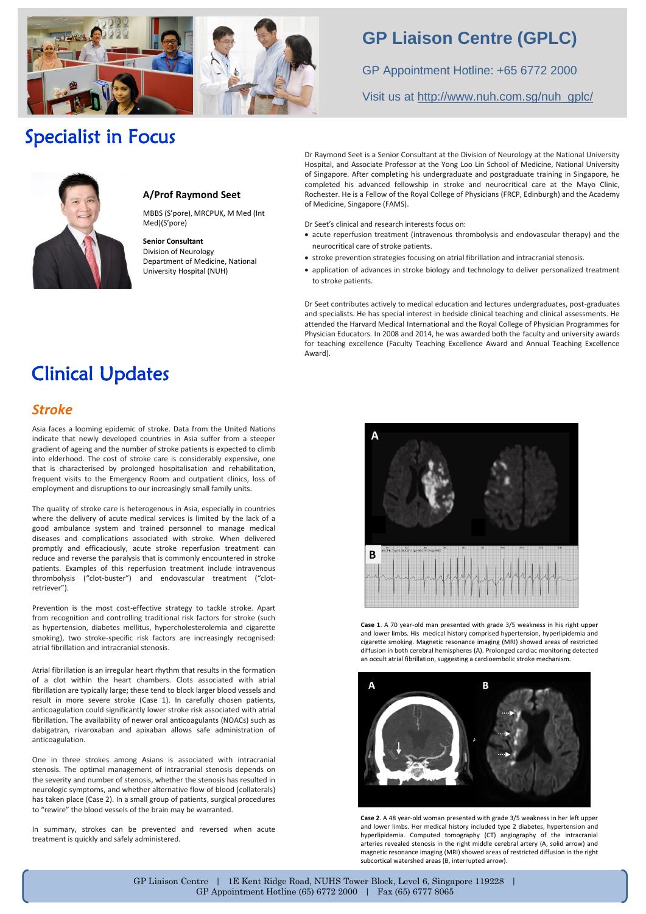# GP Liaison Centre (GPLC)

GP Appointment Hotline: +65 6772 2000

Visit us at http://www.nuh.com.sg/nuh_gplc/

# Specialist in Focus

### A/Prof Raymond Seet

MBBS (S'pore), MRCPUK, M Med (Int Med)(S'pore)

**Senior Consultant**
Division of Neurology
Department of Medicine, National University Hospital (NUH)

Dr Raymond Seet is a Senior Consultant at the Division of Neurology at the National University Hospital, and Associate Professor at the Yong Loo Lin School of Medicine, National University of Singapore. After completing his undergraduate and postgraduate training in Singapore, he completed his advanced fellowship in stroke and neurocritical care at the Mayo Clinic, Rochester. He is a Fellow of the Royal College of Physicians (FRCP, Edinburgh) and the Academy of Medicine, Singapore (FAMS).

Dr Seet's clinical and research interests focus on:

- acute reperfusion treatment (intravenous thrombolysis and endovascular therapy) and the neurocritical care of stroke patients.
- stroke prevention strategies focusing on atrial fibrillation and intracranial stenosis.
- application of advances in stroke biology and technology to deliver personalized treatment to stroke patients.

Dr Seet contributes actively to medical education and lectures undergraduates, post-graduates and specialists. He has special interest in bedside clinical teaching and clinical assessments. He attended the Harvard Medical International and the Royal College of Physician Programmes for Physician Educators. In 2008 and 2014, he was awarded both the faculty and university awards for teaching excellence (Faculty Teaching Excellence Award and Annual Teaching Excellence Award).

# Clinical Updates

## *Stroke*

Asia faces a looming epidemic of stroke. Data from the United Nations indicate that newly developed countries in Asia suffer from a steeper gradient of ageing and the number of stroke patients is expected to climb into elderhood. The cost of stroke care is considerably expensive, one that is characterised by prolonged hospitalisation and rehabilitation, frequent visits to the Emergency Room and outpatient clinics, loss of employment and disruptions to our increasingly small family units.

The quality of stroke care is heterogenous in Asia, especially in countries where the delivery of acute medical services is limited by the lack of a good ambulance system and trained personnel to manage medical diseases and complications associated with stroke. When delivered promptly and efficaciously, acute stroke reperfusion treatment can reduce and reverse the paralysis that is commonly encountered in stroke patients. Examples of this reperfusion treatment include intravenous thrombolysis ("clot-buster") and endovascular treatment ("clot-retriever").

Prevention is the most cost-effective strategy to tackle stroke. Apart from recognition and controlling traditional risk factors for stroke (such as hypertension, diabetes mellitus, hypercholesterolemia and cigarette smoking), two stroke-specific risk factors are increasingly recognised: atrial fibrillation and intracranial stenosis.

Atrial fibrillation is an irregular heart rhythm that results in the formation of a clot within the heart chambers. Clots associated with atrial fibrillation are typically large; these tend to block larger blood vessels and result in more severe stroke (Case 1). In carefully chosen patients, anticoagulation could significantly lower stroke risk associated with atrial fibrillation. The availability of newer oral anticoagulants (NOACs) such as dabigatran, rivaroxaban and apixaban allows safe administration of anticoagulation.

One in three strokes among Asians is associated with intracranial stenosis. The optimal management of intracranial stenosis depends on the severity and number of stenosis, whether the stenosis has resulted in neurologic symptoms, and whether alternative flow of blood (collaterals) has taken place (Case 2). In a small group of patients, surgical procedures to "rewire" the blood vessels of the brain may be warranted.

In summary, strokes can be prevented and reversed when acute treatment is quickly and safely administered.

**Case 1**. A 70 year-old man presented with grade 3/5 weakness in his right upper and lower limbs. His medical history comprised hypertension, hyperlipidemia and cigarette smoking. Magnetic resonance imaging (MRI) showed areas of restricted diffusion in both cerebral hemispheres (A). Prolonged cardiac monitoring detected an occult atrial fibrillation, suggesting a cardioembolic stroke mechanism.

**Case 2**. A 48 year-old woman presented with grade 3/5 weakness in her left upper and lower limbs. Her medical history included type 2 diabetes, hypertension and hyperlipidemia. Computed tomography (CT) angiography of the intracranial arteries revealed stenosis in the right middle cerebral artery (A, solid arrow) and magnetic resonance imaging (MRI) showed areas of restricted diffusion in the right subcortical watershed areas (B, interrupted arrow).

GP Liaison Centre | 1E Kent Ridge Road, NUHS Tower Block, Level 6, Singapore 119228 | GP Appointment Hotline (65) 6772 2000 | Fax (65) 6777 8065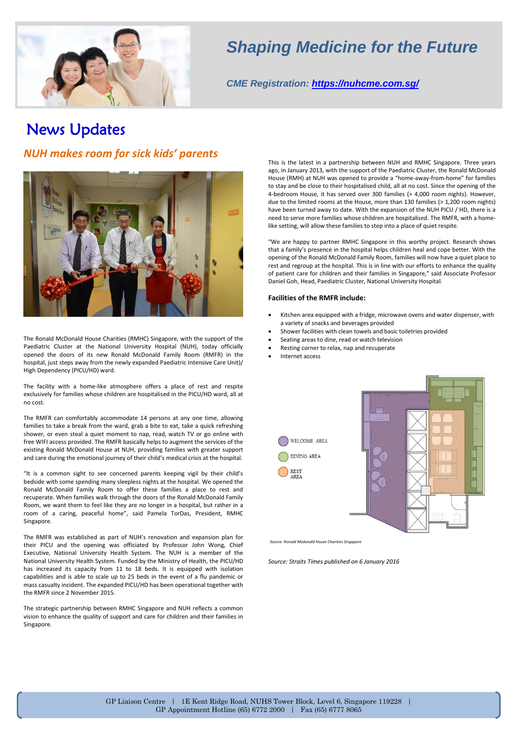# Shaping Medicine for the Future

*CME Registration: https://nuhcme.com.sg/*

# News Updates

## *NUH makes room for sick kids' parents*

The Ronald McDonald House Charities (RMHC) Singapore, with the support of the Paediatric Cluster at the National University Hospital (NUH), today officially opened the doors of its new Ronald McDonald Family Room (RMFR) in the hospital, just steps away from the newly expanded Paediatric Intensive Care Unit)/ High Dependency (PICU/HD) ward.

The facility with a home-like atmosphere offers a place of rest and respite exclusively for families whose children are hospitalised in the PICU/HD ward, all at no cost.

The RMFR can comfortably accommodate 14 persons at any one time, allowing families to take a break from the ward, grab a bite to eat, take a quick refreshing shower, or even steal a quiet moment to nap, read, watch TV or go online with free WIFI access provided. The RMFR basically helps to augment the services of the existing Ronald McDonald House at NUH, providing families with greater support and care during the emotional journey of their child's medical crisis at the hospital.

"It is a common sight to see concerned parents keeping vigil by their child's bedside with some spending many sleepless nights at the hospital. We opened the Ronald McDonald Family Room to offer these families a place to rest and recuperate. When families walk through the doors of the Ronald McDonald Family Room, we want them to feel like they are no longer in a hospital, but rather in a room of a caring, peaceful home", said Pamela TorDas, President, RMHC Singapore.

The RMFR was established as part of NUH's renovation and expansion plan for their PICU and the opening was officiated by Professor John Wong, Chief Executive, National University Health System. The NUH is a member of the National University Health System. Funded by the Ministry of Health, the PICU/HD has increased its capacity from 11 to 18 beds. It is equipped with isolation capabilities and is able to scale up to 25 beds in the event of a flu pandemic or mass casualty incident. The expanded PICU/HD has been operational together with the RMFR since 2 November 2015.

The strategic partnership between RMHC Singapore and NUH reflects a common vision to enhance the quality of support and care for children and their families in Singapore.

This is the latest in a partnership between NUH and RMHC Singapore. Three years ago, in January 2013, with the support of the Paediatric Cluster, the Ronald McDonald House (RMH) at NUH was opened to provide a "home-away-from-home" for families to stay and be close to their hospitalised child, all at no cost. Since the opening of the 4-bedroom House, it has served over 300 families (> 4,000 room nights). However, due to the limited rooms at the House, more than 130 families (> 1,200 room nights) have been turned away to date. With the expansion of the NUH PICU / HD, there is a need to serve more families whose children are hospitalised. The RMFR, with a home-like setting, will allow these families to step into a place of quiet respite.

"We are happy to partner RMHC Singapore in this worthy project. Research shows that a family's presence in the hospital helps children heal and cope better. With the opening of the Ronald McDonald Family Room, families will now have a quiet place to rest and regroup at the hospital. This is in line with our efforts to enhance the quality of patient care for children and their families in Singapore," said Associate Professor Daniel Goh, Head, Paediatric Cluster, National University Hospital.

### Facilities of the RMFR include:

- Kitchen area equipped with a fridge, microwave ovens and water dispenser, with a variety of snacks and beverages provided
- Shower facilities with clean towels and basic toiletries provided
- Seating areas to dine, read or watch television
- Resting corner to relax, nap and recuperate
- Internet access

WELCOME AREA
DINING AREA
REST AREA

*Source: Ronald Mcdonald House Charities Singapore*

*Source: Straits Times published on 6 January 2016*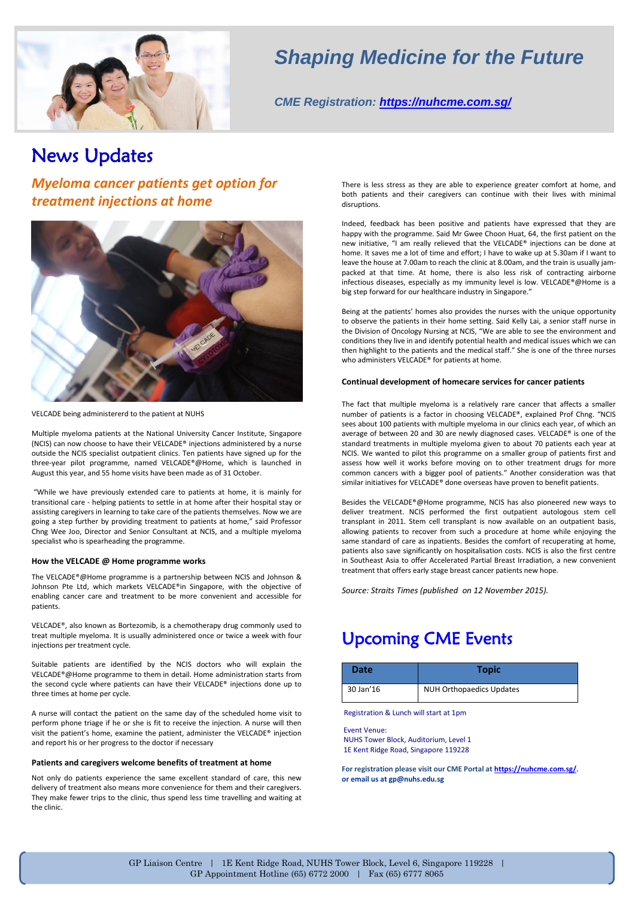# Shaping Medicine for the Future

*CME Registration: **https://nuhcme.com.sg/***

# News Updates

## *Myeloma cancer patients get option for treatment injections at home*

VELCADE being administererd to the patient at NUHS

Multiple myeloma patients at the National University Cancer Institute, Singapore (NCIS) can now choose to have their VELCADE® injections administered by a nurse outside the NCIS specialist outpatient clinics. Ten patients have signed up for the three-year pilot programme, named VELCADE®@Home, which is launched in August this year, and 55 home visits have been made as of 31 October.

"While we have previously extended care to patients at home, it is mainly for transitional care - helping patients to settle in at home after their hospital stay or assisting caregivers in learning to take care of the patients themselves. Now we are going a step further by providing treatment to patients at home," said Professor Chng Wee Joo, Director and Senior Consultant at NCIS, and a multiple myeloma specialist who is spearheading the programme.

### How the VELCADE @ Home programme works

The VELCADE®@Home programme is a partnership between NCIS and Johnson & Johnson Pte Ltd, which markets VELCADE®in Singapore, with the objective of enabling cancer care and treatment to be more convenient and accessible for patients.

VELCADE®, also known as Bortezomib, is a chemotherapy drug commonly used to treat multiple myeloma. It is usually administered once or twice a week with four injections per treatment cycle.

Suitable patients are identified by the NCIS doctors who will explain the VELCADE®@Home programme to them in detail. Home administration starts from the second cycle where patients can have their VELCADE® injections done up to three times at home per cycle.

A nurse will contact the patient on the same day of the scheduled home visit to perform phone triage if he or she is fit to receive the injection. A nurse will then visit the patient's home, examine the patient, administer the VELCADE® injection and report his or her progress to the doctor if necessary

### Patients and caregivers welcome benefits of treatment at home

Not only do patients experience the same excellent standard of care, this new delivery of treatment also means more convenience for them and their caregivers. They make fewer trips to the clinic, thus spend less time travelling and waiting at the clinic.

There is less stress as they are able to experience greater comfort at home, and both patients and their caregivers can continue with their lives with minimal disruptions.

Indeed, feedback has been positive and patients have expressed that they are happy with the programme. Said Mr Gwee Choon Huat, 64, the first patient on the new initiative, "I am really relieved that the VELCADE® injections can be done at home. It saves me a lot of time and effort; I have to wake up at 5.30am if I want to leave the house at 7.00am to reach the clinic at 8.00am, and the train is usually jam-packed at that time. At home, there is also less risk of contracting airborne infectious diseases, especially as my immunity level is low. VELCADE®@Home is a big step forward for our healthcare industry in Singapore."

Being at the patients' homes also provides the nurses with the unique opportunity to observe the patients in their home setting. Said Kelly Lai, a senior staff nurse in the Division of Oncology Nursing at NCIS, "We are able to see the environment and conditions they live in and identify potential health and medical issues which we can then highlight to the patients and the medical staff." She is one of the three nurses who administers VELCADE® for patients at home.

### Continual development of homecare services for cancer patients

The fact that multiple myeloma is a relatively rare cancer that affects a smaller number of patients is a factor in choosing VELCADE®, explained Prof Chng. "NCIS sees about 100 patients with multiple myeloma in our clinics each year, of which an average of between 20 and 30 are newly diagnosed cases. VELCADE® is one of the standard treatments in multiple myeloma given to about 70 patients each year at NCIS. We wanted to pilot this programme on a smaller group of patients first and assess how well it works before moving on to other treatment drugs for more common cancers with a bigger pool of patients." Another consideration was that similar initiatives for VELCADE® done overseas have proven to benefit patients.

Besides the VELCADE®@Home programme, NCIS has also pioneered new ways to deliver treatment. NCIS performed the first outpatient autologous stem cell transplant in 2011. Stem cell transplant is now available on an outpatient basis, allowing patients to recover from such a procedure at home while enjoying the same standard of care as inpatients. Besides the comfort of recuperating at home, patients also save significantly on hospitalisation costs. NCIS is also the first centre in Southeast Asia to offer Accelerated Partial Breast Irradiation, a new convenient treatment that offers early stage breast cancer patients new hope.

*Source: Straits Times (published on 12 November 2015).*

# Upcoming CME Events

| Date | Topic |
|---|---|
| 30 Jan'16 | NUH Orthopaedics Updates |

Registration & Lunch will start at 1pm

Event Venue:
NUHS Tower Block, Auditorium, Level 1
1E Kent Ridge Road, Singapore 119228

**For registration please visit our CME Portal at https://nuhcme.com.sg/. or email us at gp@nuhs.edu.sg**

GP Liaison Centre | 1E Kent Ridge Road, NUHS Tower Block, Level 6, Singapore 119228 |
GP Appointment Hotline (65) 6772 2000 | Fax (65) 6777 8065